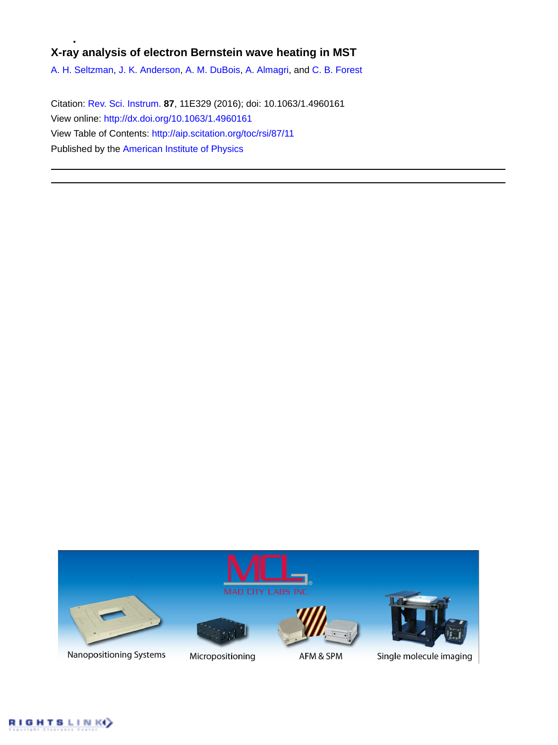# X-ray analysis of electron Bernstein wave heating in MST

A. H. Seltzman, J. K. Anderson, A. M. DuBois, A. Almagri, and C. B. Forest

Citation: Rev. Sci. Instrum. **87**, 11E329 (2016); doi: 10.1063/1.4960161

View online: http://dx.doi.org/10.1063/1.4960161

View Table of Contents: http://aip.scitation.org/toc/rsi/87/11

Published by the American Institute of Physics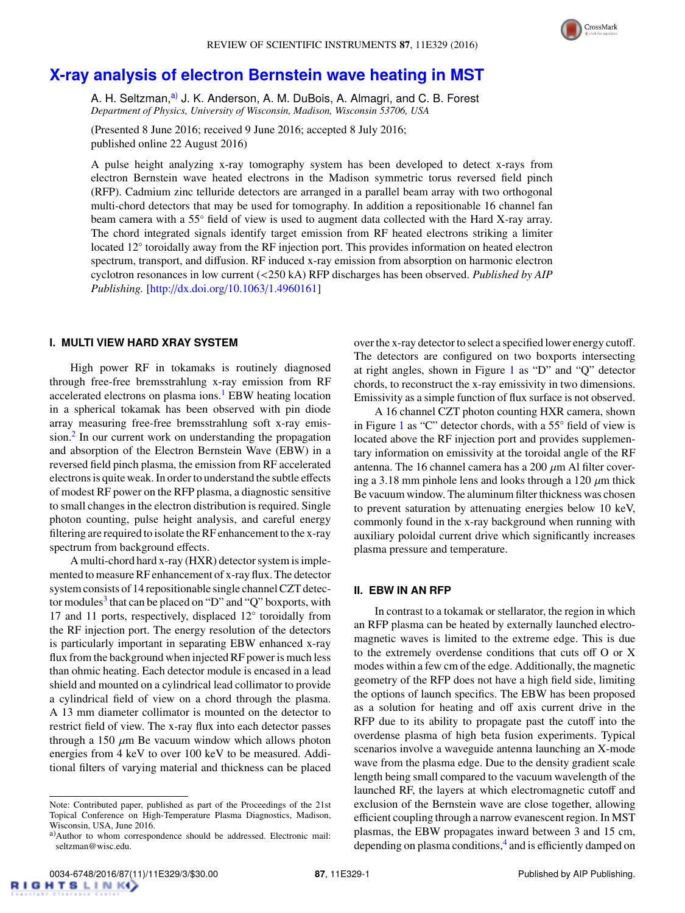# X-ray analysis of electron Bernstein wave heating in MST

A. H. Seltzman,[a] J. K. Anderson, A. M. DuBois, A. Almagri, and C. B. Forest
*Department of Physics, University of Wisconsin, Madison, Wisconsin 53706, USA*

(Presented 8 June 2016; received 9 June 2016; accepted 8 July 2016; published online 22 August 2016)

A pulse height analyzing x-ray tomography system has been developed to detect x-rays from electron Bernstein wave heated electrons in the Madison symmetric torus reversed field pinch (RFP). Cadmium zinc telluride detectors are arranged in a parallel beam array with two orthogonal multi-chord detectors that may be used for tomography. In addition a repositionable 16 channel fan beam camera with a 55° field of view is used to augment data collected with the Hard X-ray array. The chord integrated signals identify target emission from RF heated electrons striking a limiter located 12° toroidally away from the RF injection port. This provides information on heated electron spectrum, transport, and diffusion. RF induced x-ray emission from absorption on harmonic electron cyclotron resonances in low current (<250 kA) RFP discharges has been observed. *Published by AIP Publishing.* [http://dx.doi.org/10.1063/1.4960161]

## I. MULTI VIEW HARD XRAY SYSTEM

High power RF in tokamaks is routinely diagnosed through free-free bremsstrahlung x-ray emission from RF accelerated electrons on plasma ions.[1] EBW heating location in a spherical tokamak has been observed with pin diode array measuring free-free bremsstrahlung soft x-ray emission.[2] In our current work on understanding the propagation and absorption of the Electron Bernstein Wave (EBW) in a reversed field pinch plasma, the emission from RF accelerated electrons is quite weak. In order to understand the subtle effects of modest RF power on the RFP plasma, a diagnostic sensitive to small changes in the electron distribution is required. Single photon counting, pulse height analysis, and careful energy filtering are required to isolate the RF enhancement to the x-ray spectrum from background effects.

A multi-chord hard x-ray (HXR) detector system is implemented to measure RF enhancement of x-ray flux. The detector system consists of 14 repositionable single channel CZT detector modules[3] that can be placed on "D" and "Q" boxports, with 17 and 11 ports, respectively, displaced 12° toroidally from the RF injection port. The energy resolution of the detectors is particularly important in separating EBW enhanced x-ray flux from the background when injected RF power is much less than ohmic heating. Each detector module is encased in a lead shield and mounted on a cylindrical lead collimator to provide a cylindrical field of view on a chord through the plasma. A 13 mm diameter collimator is mounted on the detector to restrict field of view. The x-ray flux into each detector passes through a 150 $\mu$m Be vacuum window which allows photon energies from 4 keV to over 100 keV to be measured. Additional filters of varying material and thickness can be placed over the x-ray detector to select a specified lower energy cutoff. The detectors are configured on two boxports intersecting at right angles, shown in Figure 1 as "D" and "Q" detector chords, to reconstruct the x-ray emissivity in two dimensions. Emissivity as a simple function of flux surface is not observed.

A 16 channel CZT photon counting HXR camera, shown in Figure 1 as "C" detector chords, with a 55° field of view is located above the RF injection port and provides supplementary information on emissivity at the toroidal angle of the RF antenna. The 16 channel camera has a 200 $\mu$m Al filter covering a 3.18 mm pinhole lens and looks through a 120 $\mu$m thick Be vacuum window. The aluminum filter thickness was chosen to prevent saturation by attenuating energies below 10 keV, commonly found in the x-ray background when running with auxiliary poloidal current drive which significantly increases plasma pressure and temperature.

## II. EBW IN AN RFP

In contrast to a tokamak or stellarator, the region in which an RFP plasma can be heated by externally launched electromagnetic waves is limited to the extreme edge. This is due to the extremely overdense conditions that cuts off O or X modes within a few cm of the edge. Additionally, the magnetic geometry of the RFP does not have a high field side, limiting the options of launch specifics. The EBW has been proposed as a solution for heating and off axis current drive in the RFP due to its ability to propagate past the cutoff into the overdense plasma of high beta fusion experiments. Typical scenarios involve a waveguide antenna launching an X-mode wave from the plasma edge. Due to the density gradient scale length being small compared to the vacuum wavelength of the launched RF, the layers at which electromagnetic cutoff and exclusion of the Bernstein wave are close together, allowing efficient coupling through a narrow evanescent region. In MST plasmas, the EBW propagates inward between 3 and 15 cm, depending on plasma conditions,[4] and is efficiently damped on

Note: Contributed paper, published as part of the Proceedings of the 21st Topical Conference on High-Temperature Plasma Diagnostics, Madison, Wisconsin, USA, June 2016.

[a] Author to whom correspondence should be addressed. Electronic mail: seltzman@wisc.edu.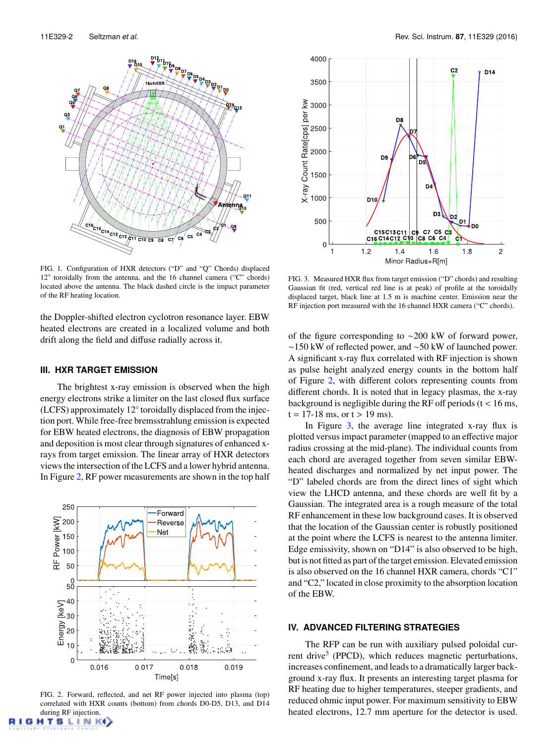FIG. 1. Configuration of HXR detectors ("D" and "Q" Chords) displaced 12° toroidally from the antenna, and the 16 channel camera ("C" chords) located above the antenna. The black dashed circle is the impact parameter of the RF heating location.

the Doppler-shifted electron cyclotron resonance layer. EBW heated electrons are created in a localized volume and both drift along the field and diffuse radially across it.

## III. HXR TARGET EMISSION

The brightest x-ray emission is observed when the high energy electrons strike a limiter on the last closed flux surface (LCFS) approximately 12° toroidally displaced from the injection port. While free-free bremsstrahlung emission is expected for EBW heated electrons, the diagnosis of EBW propagation and deposition is most clear through signatures of enhanced x-rays from target emission. The linear array of HXR detectors views the intersection of the LCFS and a lower hybrid antenna. In Figure 2, RF power measurements are shown in the top half of the figure corresponding to ~200 kW of forward power, ~150 kW of reflected power, and ~50 kW of launched power. A significant x-ray flux correlated with RF injection is shown as pulse height analyzed energy counts in the bottom half of Figure 2, with different colors representing counts from different chords. It is noted that in legacy plasmas, the x-ray background is negligible during the RF off periods (t < 16 ms, t = 17-18 ms, or t > 19 ms).

FIG. 2. Forward, reflected, and net RF power injected into plasma (top) correlated with HXR counts (bottom) from chords D0-D5, D13, and D14 during RF injection.

FIG. 3. Measured HXR flux from target emission ("D" chords) and resulting Gaussian fit (red, vertical red line is at peak) of profile at the toroidally displaced target, black line at 1.5 m is machine center. Emission near the RF injection port measured with the 16 channel HXR camera ("C" chords).

In Figure 3, the average line integrated x-ray flux is plotted versus impact parameter (mapped to an effective major radius crossing at the mid-plane). The individual counts from each chord are averaged together from seven similar EBW-heated discharges and normalized by net input power. The "D" labeled chords are from the direct lines of sight which view the LHCD antenna, and these chords are well fit by a Gaussian. The integrated area is a rough measure of the total RF enhancement in these low background cases. It is observed that the location of the Gaussian center is robustly positioned at the point where the LCFS is nearest to the antenna limiter. Edge emissivity, shown on "D14" is also observed to be high, but is not fitted as part of the target emission. Elevated emission is also observed on the 16 channel HXR camera, chords "C1" and "C2," located in close proximity to the absorption location of the EBW.

## IV. ADVANCED FILTERING STRATEGIES

The RFP can be run with auxiliary pulsed poloidal current drive[5] (PPCD), which reduces magnetic perturbations, increases confinement, and leads to a dramatically larger background x-ray flux. It presents an interesting target plasma for RF heating due to higher temperatures, steeper gradients, and reduced ohmic input power. For maximum sensitivity to EBW heated electrons, 12.7 mm aperture for the detector is used.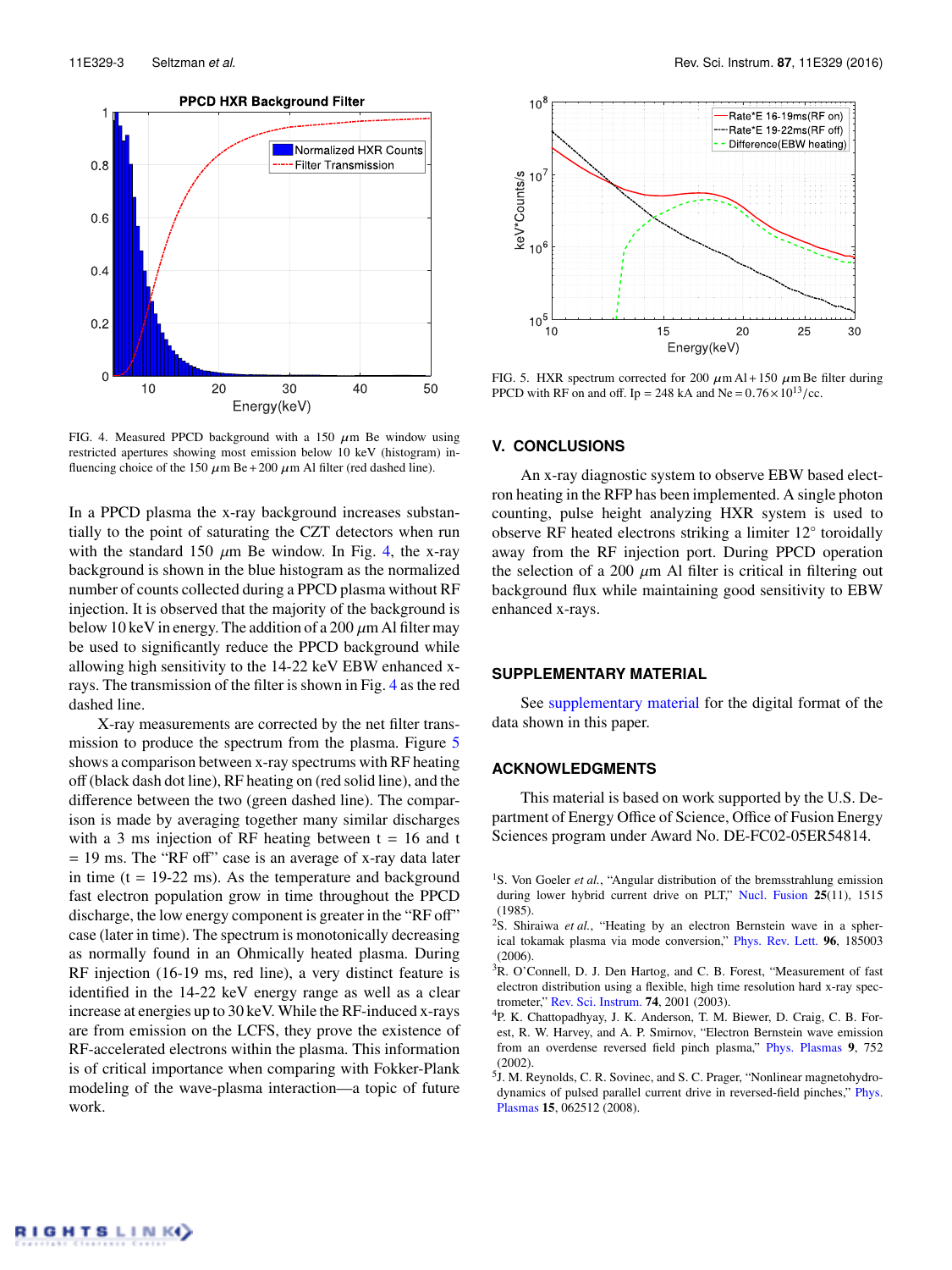PPCD HXR Background Filter

Normalized HXR Counts
Filter Transmission

1
0.8
0.6
0.4
0.2
0

10 20 30 40 50

Energy(keV)

FIG. 4. Measured PPCD background with a 150 $\mu$m Be window using restricted apertures showing most emission below 10 keV (histogram) influencing choice of the 150 $\mu$m Be + 200 $\mu$m Al filter (red dashed line).

In a PPCD plasma the x-ray background increases substantially to the point of saturating the CZT detectors when run with the standard 150 $\mu$m Be window. In Fig. 4, the x-ray background is shown in the blue histogram as the normalized number of counts collected during a PPCD plasma without RF injection. It is observed that the majority of the background is below 10 keV in energy. The addition of a 200 $\mu$m Al filter may be used to significantly reduce the PPCD background while allowing high sensitivity to the 14-22 keV EBW enhanced x-rays. The transmission of the filter is shown in Fig. 4 as the red dashed line.

X-ray measurements are corrected by the net filter transmission to produce the spectrum from the plasma. Figure 5 shows a comparison between x-ray spectrums with RF heating off (black dash dot line), RF heating on (red solid line), and the difference between the two (green dashed line). The comparison is made by averaging together many similar discharges with a 3 ms injection of RF heating between t = 16 and t = 19 ms. The "RF off" case is an average of x-ray data later in time (t = 19-22 ms). As the temperature and background fast electron population grow in time throughout the PPCD discharge, the low energy component is greater in the "RF off" case (later in time). The spectrum is monotonically decreasing as normally found in an Ohmically heated plasma. During RF injection (16-19 ms, red line), a very distinct feature is identified in the 14-22 keV energy range as well as a clear increase at energies up to 30 keV. While the RF-induced x-rays are from emission on the LCFS, they prove the existence of RF-accelerated electrons within the plasma. This information is of critical importance when comparing with Fokker-Plank modeling of the wave-plasma interaction—a topic of future work.

Rate*E 16-19ms(RF on)
Rate*E 19-22ms(RF off)
Difference(EBW heating)

$10^8$
$10^7$
$10^6$
$10^5$

keV*Counts/s

10 15 20 25 30

Energy(keV)

FIG. 5. HXR spectrum corrected for 200 $\mu$m Al + 150 $\mu$m Be filter during PPCD with RF on and off. Ip = 248 kA and Ne = $0.76 \times 10^{13}$/cc.

## V. CONCLUSIONS

An x-ray diagnostic system to observe EBW based electron heating in the RFP has been implemented. A single photon counting, pulse height analyzing HXR system is used to observe RF heated electrons striking a limiter 12° toroidally away from the RF injection port. During PPCD operation the selection of a 200 $\mu$m Al filter is critical in filtering out background flux while maintaining good sensitivity to EBW enhanced x-rays.

## SUPPLEMENTARY MATERIAL

See supplementary material for the digital format of the data shown in this paper.

## ACKNOWLEDGMENTS

This material is based on work supported by the U.S. Department of Energy Office of Science, Office of Fusion Energy Sciences program under Award No. DE-FC02-05ER54814.

[1] S. Von Goeler *et al.*, "Angular distribution of the bremsstrahlung emission during lower hybrid current drive on PLT," Nucl. Fusion **25**(11), 1515 (1985).

[2] S. Shiraiwa *et al.*, "Heating by an electron Bernstein wave in a spherical tokamak plasma via mode conversion," Phys. Rev. Lett. **96**, 185003 (2006).

[3] R. O'Connell, D. J. Den Hartog, and C. B. Forest, "Measurement of fast electron distribution using a flexible, high time resolution hard x-ray spectrometer," Rev. Sci. Instrum. **74**, 2001 (2003).

[4] P. K. Chattopadhyay, J. K. Anderson, T. M. Biewer, D. Craig, C. B. Forest, R. W. Harvey, and A. P. Smirnov, "Electron Bernstein wave emission from an overdense reversed field pinch plasma," Phys. Plasmas **9**, 752 (2002).

[5] J. M. Reynolds, C. R. Sovinec, and S. C. Prager, "Nonlinear magnetohydrodynamics of pulsed parallel current drive in reversed-field pinches," Phys. Plasmas **15**, 062512 (2008).